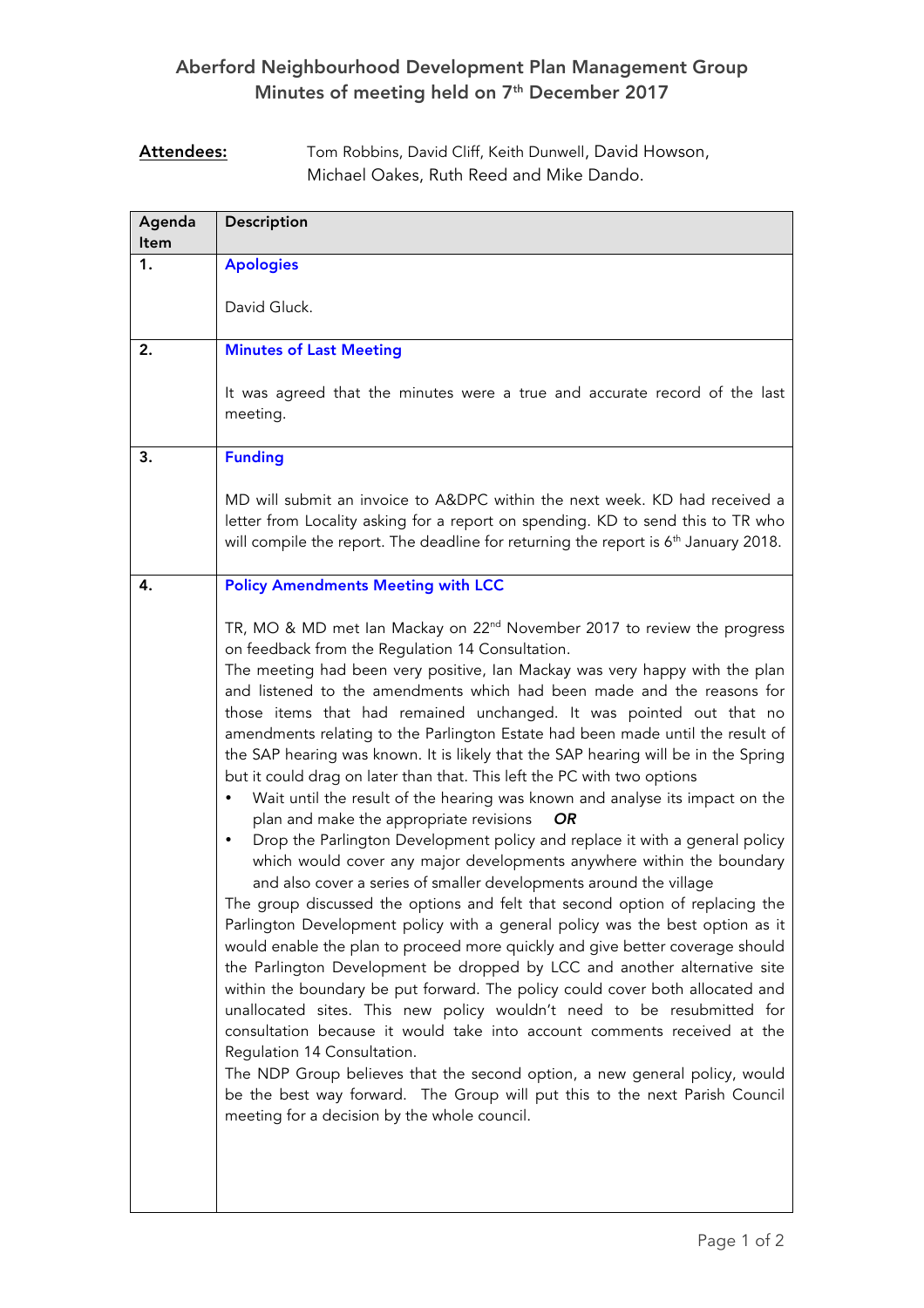# Aberford Neighbourhood Development Plan Management Group
## Minutes of meeting held on 7th December 2017

**Attendees:** Tom Robbins, David Cliff, Keith Dunwell, David Howson, Michael Oakes, Ruth Reed and Mike Dando.

| Agenda Item | Description |
|---|---|
| **1.** | **Apologies**<br><br>David Gluck. |
| **2.** | **Minutes of Last Meeting**<br><br>It was agreed that the minutes were a true and accurate record of the last meeting. |
| **3.** | **Funding**<br><br>MD will submit an invoice to A&DPC within the next week. KD had received a letter from Locality asking for a report on spending. KD to send this to TR who will compile the report. The deadline for returning the report is 6th January 2018. |
| **4.** | **Policy Amendments Meeting with LCC**<br><br>TR, MO & MD met Ian Mackay on 22nd November 2017 to review the progress on feedback from the Regulation 14 Consultation.<br>The meeting had been very positive, Ian Mackay was very happy with the plan and listened to the amendments which had been made and the reasons for those items that had remained unchanged. It was pointed out that no amendments relating to the Parlington Estate had been made until the result of the SAP hearing was known. It is likely that the SAP hearing will be in the Spring but it could drag on later than that. This left the PC with two options<br>• Wait until the result of the hearing was known and analyse its impact on the plan and make the appropriate revisions ***OR***<br>• Drop the Parlington Development policy and replace it with a general policy which would cover any major developments anywhere within the boundary and also cover a series of smaller developments around the village<br>The group discussed the options and felt that second option of replacing the Parlington Development policy with a general policy was the best option as it would enable the plan to proceed more quickly and give better coverage should the Parlington Development be dropped by LCC and another alternative site within the boundary be put forward. The policy could cover both allocated and unallocated sites. This new policy wouldn't need to be resubmitted for consultation because it would take into account comments received at the Regulation 14 Consultation.<br>The NDP Group believes that the second option, a new general policy, would be the best way forward. The Group will put this to the next Parish Council meeting for a decision by the whole council. |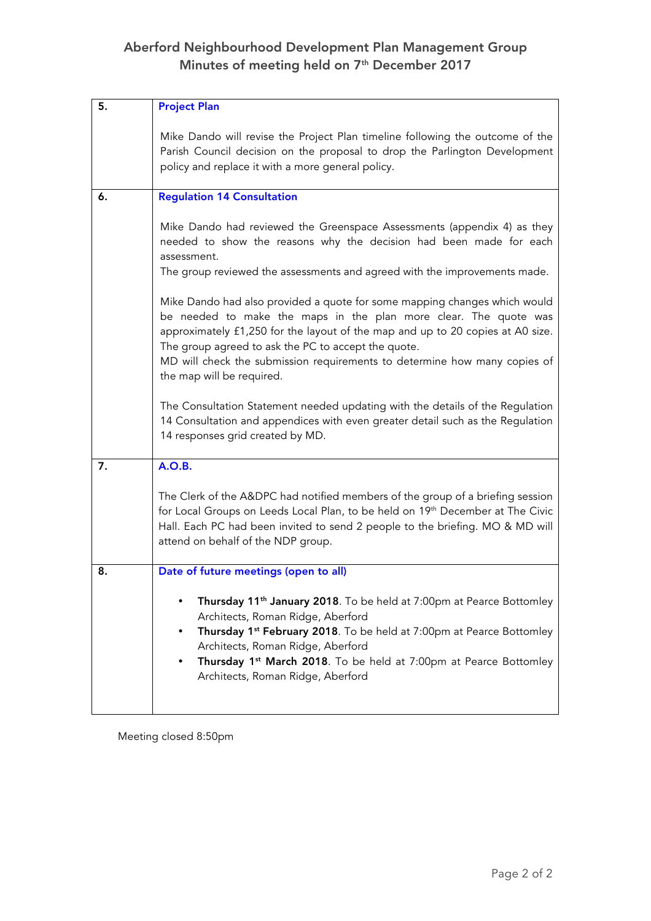# Aberford Neighbourhood Development Plan Management Group
## Minutes of meeting held on 7th December 2017

| | |
|---|---|
| 5. | **Project Plan**<br><br>Mike Dando will revise the Project Plan timeline following the outcome of the Parish Council decision on the proposal to drop the Parlington Development policy and replace it with a more general policy. |
| 6. | **Regulation 14 Consultation**<br><br>Mike Dando had reviewed the Greenspace Assessments (appendix 4) as they needed to show the reasons why the decision had been made for each assessment.<br>The group reviewed the assessments and agreed with the improvements made.<br><br>Mike Dando had also provided a quote for some mapping changes which would be needed to make the maps in the plan more clear. The quote was approximately £1,250 for the layout of the map and up to 20 copies at A0 size. The group agreed to ask the PC to accept the quote.<br>MD will check the submission requirements to determine how many copies of the map will be required.<br><br>The Consultation Statement needed updating with the details of the Regulation 14 Consultation and appendices with even greater detail such as the Regulation 14 responses grid created by MD. |
| 7. | **A.O.B.**<br><br>The Clerk of the A&DPC had notified members of the group of a briefing session for Local Groups on Leeds Local Plan, to be held on 19th December at The Civic Hall. Each PC had been invited to send 2 people to the briefing. MO & MD will attend on behalf of the NDP group. |
| 8. | **Date of future meetings (open to all)**<br><br>• **Thursday 11th January 2018**. To be held at 7:00pm at Pearce Bottomley Architects, Roman Ridge, Aberford<br>• **Thursday 1st February 2018**. To be held at 7:00pm at Pearce Bottomley Architects, Roman Ridge, Aberford<br>• **Thursday 1st March 2018**. To be held at 7:00pm at Pearce Bottomley Architects, Roman Ridge, Aberford |

Meeting closed 8:50pm